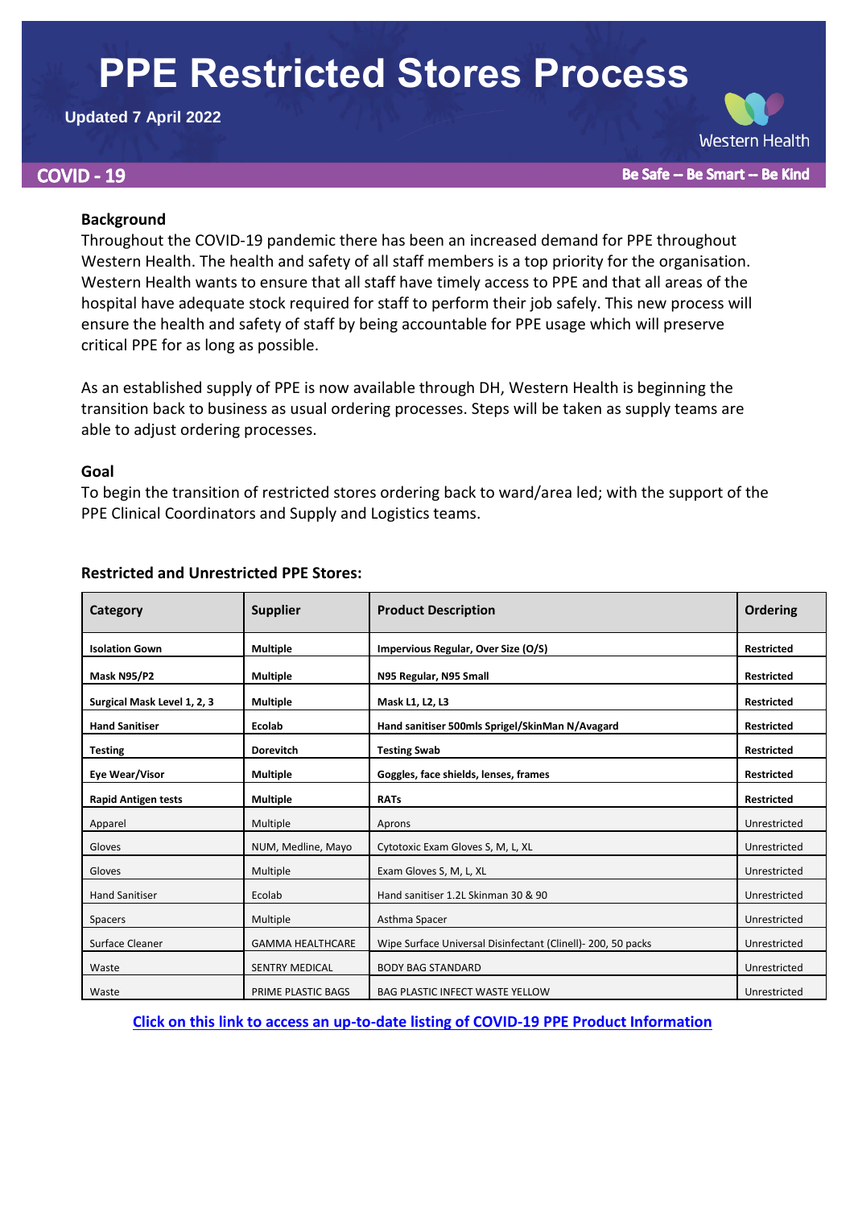# PPE Restricted Stores Process

**Updated 7 April 2022**

Western Health

**COVID - 19**

**Be Safe -- Be Smart -- Be Kind**

## Background

Throughout the COVID-19 pandemic there has been an increased demand for PPE throughout Western Health. The health and safety of all staff members is a top priority for the organisation. Western Health wants to ensure that all staff have timely access to PPE and that all areas of the hospital have adequate stock required for staff to perform their job safely. This new process will ensure the health and safety of staff by being accountable for PPE usage which will preserve critical PPE for as long as possible.

As an established supply of PPE is now available through DH, Western Health is beginning the transition back to business as usual ordering processes. Steps will be taken as supply teams are able to adjust ordering processes.

## Goal

To begin the transition of restricted stores ordering back to ward/area led; with the support of the PPE Clinical Coordinators and Supply and Logistics teams.

## Restricted and Unrestricted PPE Stores:

| Category | Supplier | Product Description | Ordering |
|---|---|---|---|
| **Isolation Gown** | **Multiple** | **Impervious Regular, Over Size (O/S)** | **Restricted** |
| **Mask N95/P2** | **Multiple** | **N95 Regular, N95 Small** | **Restricted** |
| **Surgical Mask Level 1, 2, 3** | **Multiple** | **Mask L1, L2, L3** | **Restricted** |
| **Hand Sanitiser** | **Ecolab** | **Hand sanitiser 500mls Sprigel/SkinMan N/Avagard** | **Restricted** |
| **Testing** | **Dorevitch** | **Testing Swab** | **Restricted** |
| **Eye Wear/Visor** | **Multiple** | **Goggles, face shields, lenses, frames** | **Restricted** |
| **Rapid Antigen tests** | **Multiple** | **RATs** | **Restricted** |
| Apparel | Multiple | Aprons | Unrestricted |
| Gloves | NUM, Medline, Mayo | Cytotoxic Exam Gloves S, M, L, XL | Unrestricted |
| Gloves | Multiple | Exam Gloves S, M, L, XL | Unrestricted |
| Hand Sanitiser | Ecolab | Hand sanitiser 1.2L Skinman 30 & 90 | Unrestricted |
| Spacers | Multiple | Asthma Spacer | Unrestricted |
| Surface Cleaner | GAMMA HEALTHCARE | Wipe Surface Universal Disinfectant (Clinell)- 200, 50 packs | Unrestricted |
| Waste | SENTRY MEDICAL | BODY BAG STANDARD | Unrestricted |
| Waste | PRIME PLASTIC BAGS | BAG PLASTIC INFECT WASTE YELLOW | Unrestricted |

**Click on this link to access an up-to-date listing of COVID-19 PPE Product Information**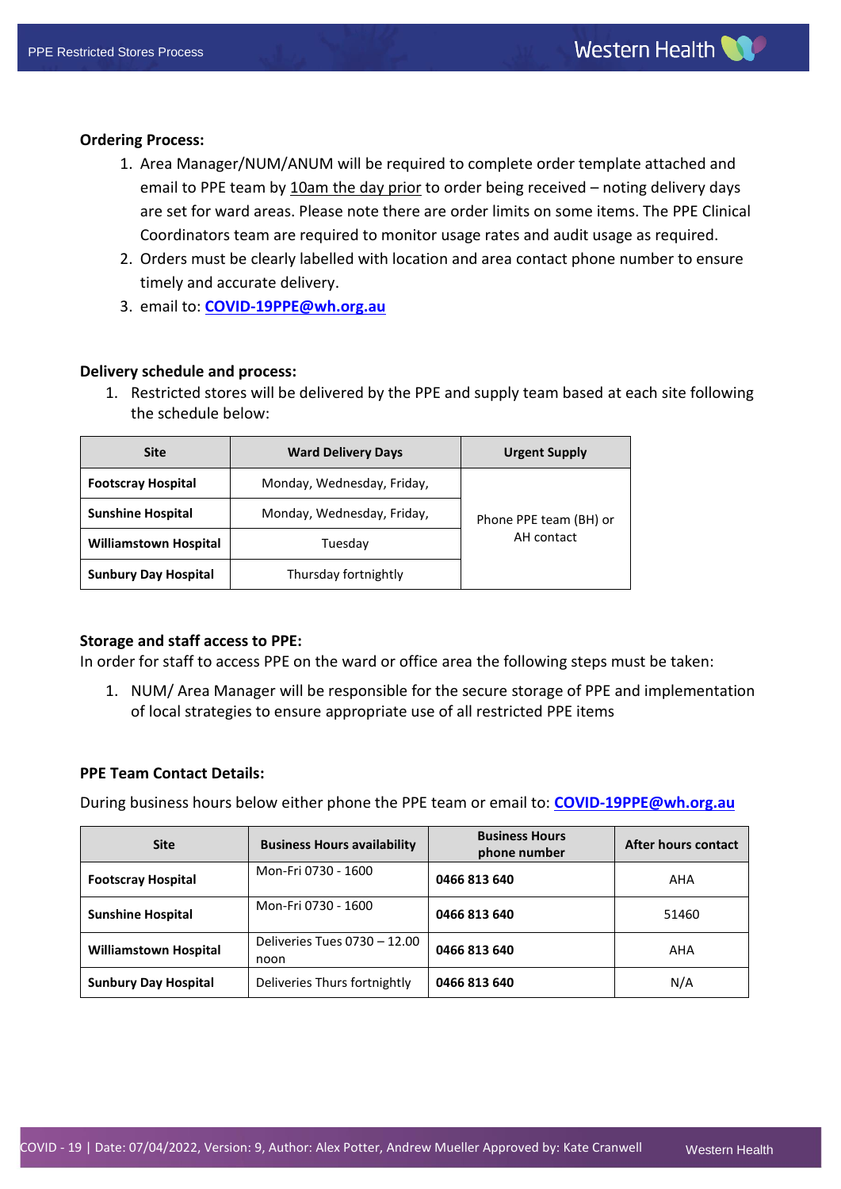**Ordering Process:**

1. Area Manager/NUM/ANUM will be required to complete order template attached and email to PPE team by 10am the day prior to order being received – noting delivery days are set for ward areas. Please note there are order limits on some items. The PPE Clinical Coordinators team are required to monitor usage rates and audit usage as required.
2. Orders must be clearly labelled with location and area contact phone number to ensure timely and accurate delivery.
3. email to: **COVID-19PPE@wh.org.au**

**Delivery schedule and process:**

1. Restricted stores will be delivered by the PPE and supply team based at each site following the schedule below:

| Site | Ward Delivery Days | Urgent Supply |
|---|---|---|
| **Footscray Hospital** | Monday, Wednesday, Friday, | Phone PPE team (BH) or AH contact |
| **Sunshine Hospital** | Monday, Wednesday, Friday, | |
| **Williamstown Hospital** | Tuesday | |
| **Sunbury Day Hospital** | Thursday fortnightly | |

**Storage and staff access to PPE:**

In order for staff to access PPE on the ward or office area the following steps must be taken:

1. NUM/ Area Manager will be responsible for the secure storage of PPE and implementation of local strategies to ensure appropriate use of all restricted PPE items

**PPE Team Contact Details:**

During business hours below either phone the PPE team or email to: **COVID-19PPE@wh.org.au**

| Site | Business Hours availability | Business Hours phone number | After hours contact |
|---|---|---|---|
| **Footscray Hospital** | Mon-Fri 0730 - 1600 | **0466 813 640** | AHA |
| **Sunshine Hospital** | Mon-Fri 0730 - 1600 | **0466 813 640** | 51460 |
| **Williamstown Hospital** | Deliveries Tues 0730 – 12.00 noon | **0466 813 640** | AHA |
| **Sunbury Day Hospital** | Deliveries Thurs fortnightly | **0466 813 640** | N/A |